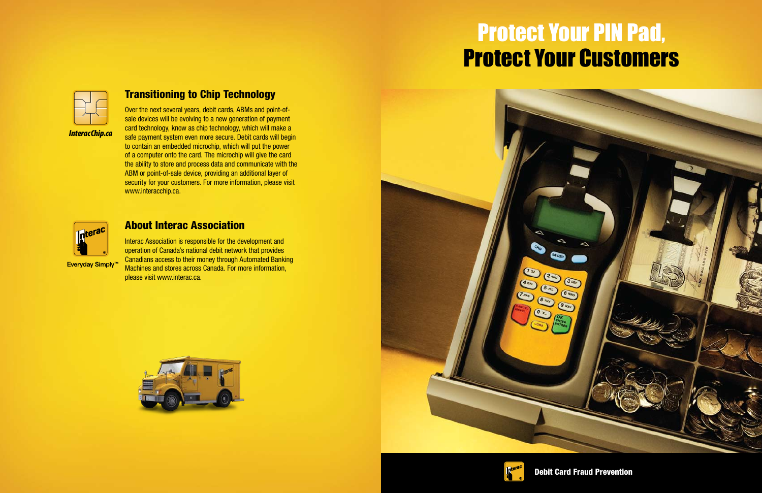# Protect Your PIN Pad, Protect Your Customers

## Transitioning to Chip Technology

*InteracChip.ca*

Over the next several years, debit cards, ABMs and point-of-sale devices will be evolving to a new generation of payment card technology, know as chip technology, which will make a safe payment system even more secure. Debit cards will begin to contain an embedded microchip, which will put the power of a computer onto the card. The microchip will give the card the ability to store and process data and communicate with the ABM or point-of-sale device, providing an additional layer of security for your customers. For more information, please visit www.interacchip.ca.

## About Interac Association

Everyday Simply™

Interac Association is responsible for the development and operation of Canada's national debit network that provides Canadians access to their money through Automated Banking Machines and stores across Canada. For more information, please visit www.interac.ca.

**Debit Card Fraud Prevention**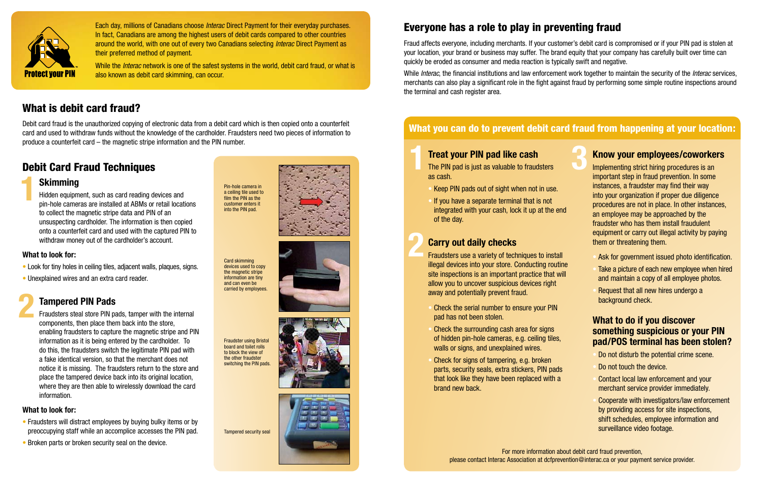Protect your PIN

Each day, millions of Canadians choose *Interac* Direct Payment for their everyday purchases. In fact, Canadians are among the highest users of debit cards compared to other countries around the world, with one out of every two Canadians selecting *Interac* Direct Payment as their preferred method of payment.

While the *Interac* network is one of the safest systems in the world, debit card fraud, or what is also known as debit card skimming, can occur.

## What is debit card fraud?

Debit card fraud is the unauthorized copying of electronic data from a debit card which is then copied onto a counterfeit card and used to withdraw funds without the knowledge of the cardholder. Fraudsters need two pieces of information to produce a counterfeit card – the magnetic stripe information and the PIN number.

## Debit Card Fraud Techniques

### 1 Skimming

Hidden equipment, such as card reading devices and pin-hole cameras are installed at ABMs or retail locations to collect the magnetic stripe data and PIN of an unsuspecting cardholder. The information is then copied onto a counterfeit card and used with the captured PIN to withdraw money out of the cardholder's account.

**What to look for:**

- Look for tiny holes in ceiling tiles, adjacent walls, plaques, signs.
- Unexplained wires and an extra card reader.

### 2 Tampered PIN Pads

Fraudsters steal store PIN pads, tamper with the internal components, then place them back into the store, enabling fraudsters to capture the magnetic stripe and PIN information as it is being entered by the cardholder. To do this, the fraudsters switch the legitimate PIN pad with a fake identical version, so that the merchant does not notice it is missing. The fraudsters return to the store and place the tampered device back into its original location, where they are then able to wirelessly download the card information.

**What to look for:**

- Fraudsters will distract employees by buying bulky items or by preoccupying staff while an accomplice accesses the PIN pad.
- Broken parts or broken security seal on the device.

Pin-hole camera in a ceiling tile used to film the PIN as the customer enters it into the PIN pad.

Card skimming devices used to copy the magnetic stripe information are tiny and can even be carried by employees.

Fraudster using Bristol board and toilet rolls to block the view of the other fraudster switching the PIN pads.

Tampered security seal

## Everyone has a role to play in preventing fraud

Fraud affects everyone, including merchants. If your customer's debit card is compromised or if your PIN pad is stolen at your location, your brand or business may suffer. The brand equity that your company has carefully built over time can quickly be eroded as consumer and media reaction is typically swift and negative.

While *Interac*, the financial institutions and law enforcement work together to maintain the security of the *Interac* services, merchants can also play a significant role in the fight against fraud by performing some simple routine inspections around the terminal and cash register area.

## What you can do to prevent debit card fraud from happening at your location:

### 1 Treat your PIN pad like cash

The PIN pad is just as valuable to fraudsters as cash.

- Keep PIN pads out of sight when not in use.
- If you have a separate terminal that is not integrated with your cash, lock it up at the end of the day.

### 2 Carry out daily checks

Fraudsters use a variety of techniques to install illegal devices into your store. Conducting routine site inspections is an important practice that will allow you to uncover suspicious devices right away and potentially prevent fraud.

- Check the serial number to ensure your PIN pad has not been stolen.
- Check the surrounding cash area for signs of hidden pin-hole cameras, e.g. ceiling tiles, walls or signs, and unexplained wires.
- Check for signs of tampering, e.g. broken parts, security seals, extra stickers, PIN pads that look like they have been replaced with a brand new back.

### 3 Know your employees/coworkers

Implementing strict hiring procedures is an important step in fraud prevention. In some instances, a fraudster may find their way into your organization if proper due diligence procedures are not in place. In other instances, an employee may be approached by the fraudster who has them install fraudulent equipment or carry out illegal activity by paying them or threatening them.

- Ask for government issued photo identification.
- Take a picture of each new employee when hired and maintain a copy of all employee photos.
- Request that all new hires undergo a background check.

### What to do if you discover something suspicious or your PIN pad/POS terminal has been stolen?

- Do not disturb the potential crime scene.
- Do not touch the device.
- Contact local law enforcement and your merchant service provider immediately.
- Cooperate with investigators/law enforcement by providing access for site inspections, shift schedules, employee information and surveillance video footage.

For more information about debit card fraud prevention, please contact Interac Association at dcfprevention@interac.ca or your payment service provider.